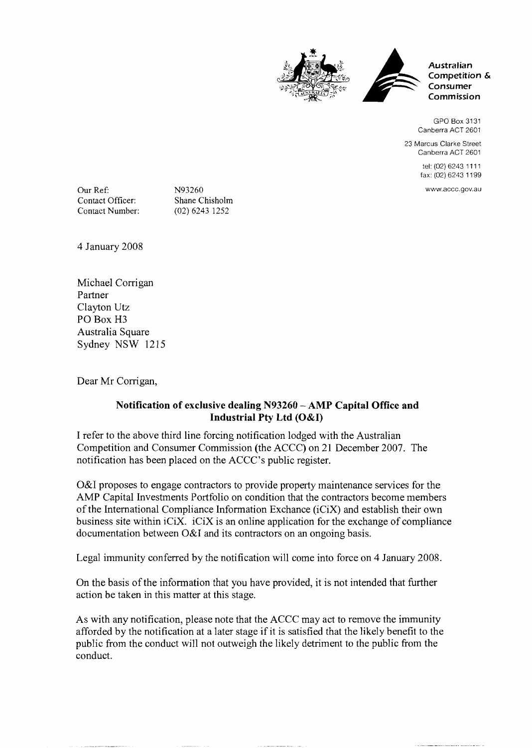Australian Competition & Consumer Commission

GPO Box 3131
Canberra ACT 2601

23 Marcus Clarke Street
Canberra ACT 2601

tel: (02) 6243 1111
fax: (02) 6243 1199

www.accc.gov.au

Our Ref: N93260
Contact Officer: Shane Chisholm
Contact Number: (02) 6243 1252

4 January 2008

Michael Corrigan
Partner
Clayton Utz
PO Box H3
Australia Square
Sydney NSW 1215

Dear Mr Corrigan,

**Notification of exclusive dealing N93260 – AMP Capital Office and Industrial Pty Ltd (O&I)**

I refer to the above third line forcing notification lodged with the Australian Competition and Consumer Commission (the ACCC) on 21 December 2007. The notification has been placed on the ACCC's public register.

O&I proposes to engage contractors to provide property maintenance services for the AMP Capital Investments Portfolio on condition that the contractors become members of the International Compliance Information Exchance (iCiX) and establish their own business site within iCiX. iCiX is an online application for the exchange of compliance documentation between O&I and its contractors on an ongoing basis.

Legal immunity conferred by the notification will come into force on 4 January 2008.

On the basis of the information that you have provided, it is not intended that further action be taken in this matter at this stage.

As with any notification, please note that the ACCC may act to remove the immunity afforded by the notification at a later stage if it is satisfied that the likely benefit to the public from the conduct will not outweigh the likely detriment to the public from the conduct.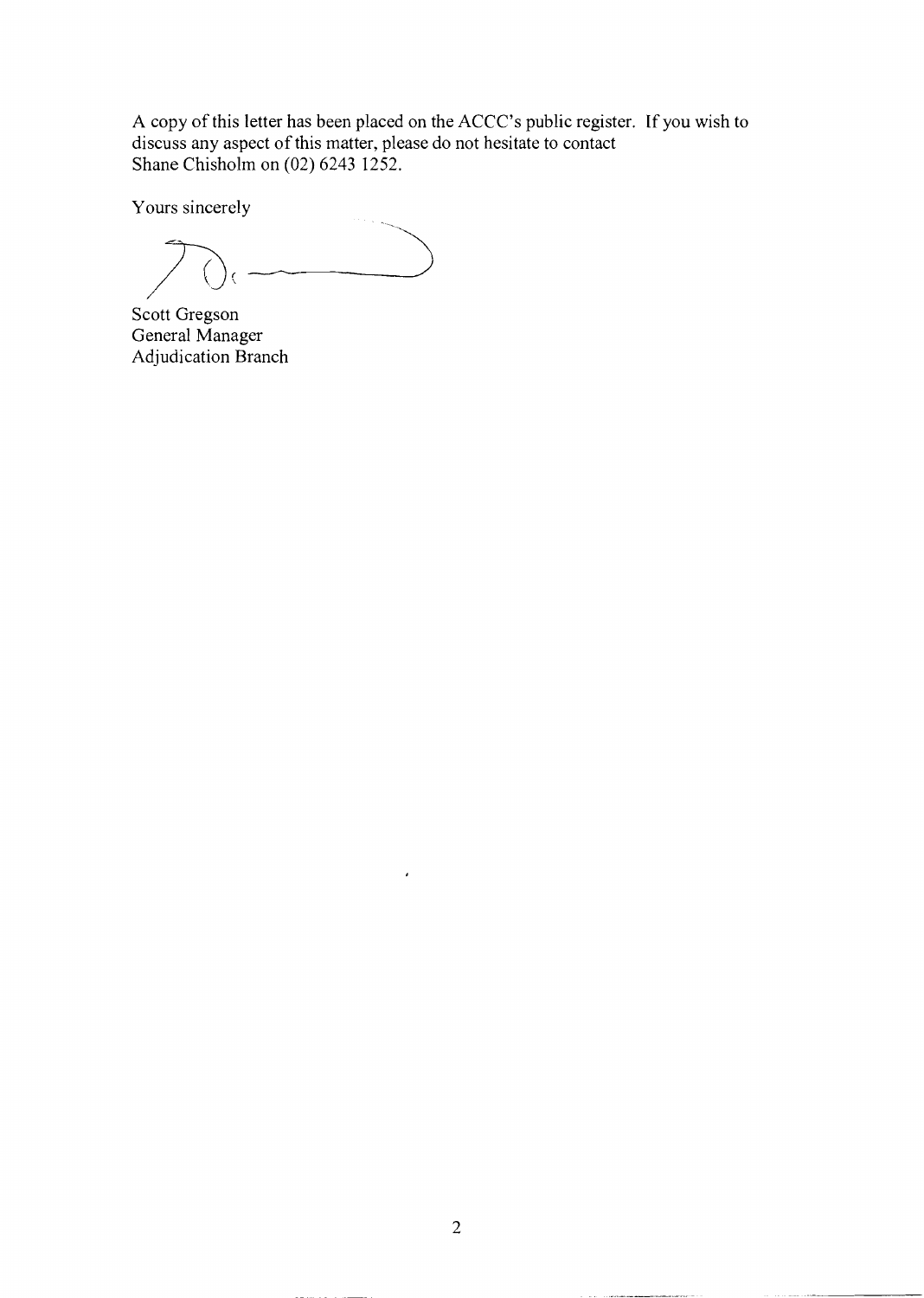A copy of this letter has been placed on the ACCC's public register. If you wish to discuss any aspect of this matter, please do not hesitate to contact Shane Chisholm on (02) 6243 1252.

Yours sincerely

Scott Gregson
General Manager
Adjudication Branch